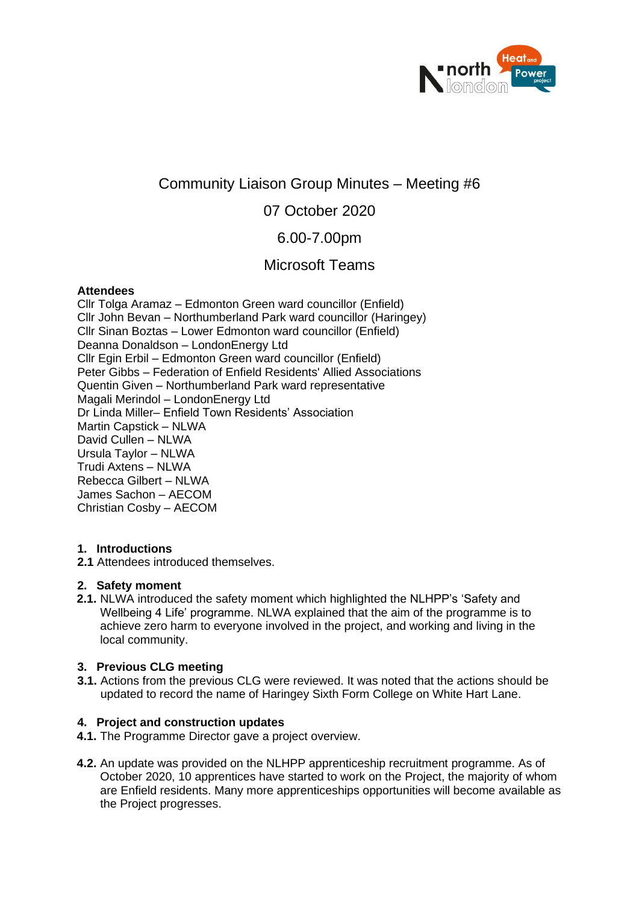# Community Liaison Group Minutes – Meeting #6

07 October 2020

6.00-7.00pm

Microsoft Teams

**Attendees**

Cllr Tolga Aramaz – Edmonton Green ward councillor (Enfield)
Cllr John Bevan – Northumberland Park ward councillor (Haringey)
Cllr Sinan Boztas – Lower Edmonton ward councillor (Enfield)
Deanna Donaldson – LondonEnergy Ltd
Cllr Egin Erbil – Edmonton Green ward councillor (Enfield)
Peter Gibbs – Federation of Enfield Residents' Allied Associations
Quentin Given – Northumberland Park ward representative
Magali Merindol – LondonEnergy Ltd
Dr Linda Miller– Enfield Town Residents' Association
Martin Capstick – NLWA
David Cullen – NLWA
Ursula Taylor – NLWA
Trudi Axtens – NLWA
Rebecca Gilbert – NLWA
James Sachon – AECOM
Christian Cosby – AECOM

## 1. Introductions

**2.1** Attendees introduced themselves.

## 2. Safety moment

**2.1.** NLWA introduced the safety moment which highlighted the NLHPP's 'Safety and Wellbeing 4 Life' programme. NLWA explained that the aim of the programme is to achieve zero harm to everyone involved in the project, and working and living in the local community.

## 3. Previous CLG meeting

**3.1.** Actions from the previous CLG were reviewed. It was noted that the actions should be updated to record the name of Haringey Sixth Form College on White Hart Lane.

## 4. Project and construction updates

**4.1.** The Programme Director gave a project overview.

**4.2.** An update was provided on the NLHPP apprenticeship recruitment programme. As of October 2020, 10 apprentices have started to work on the Project, the majority of whom are Enfield residents. Many more apprenticeships opportunities will become available as the Project progresses.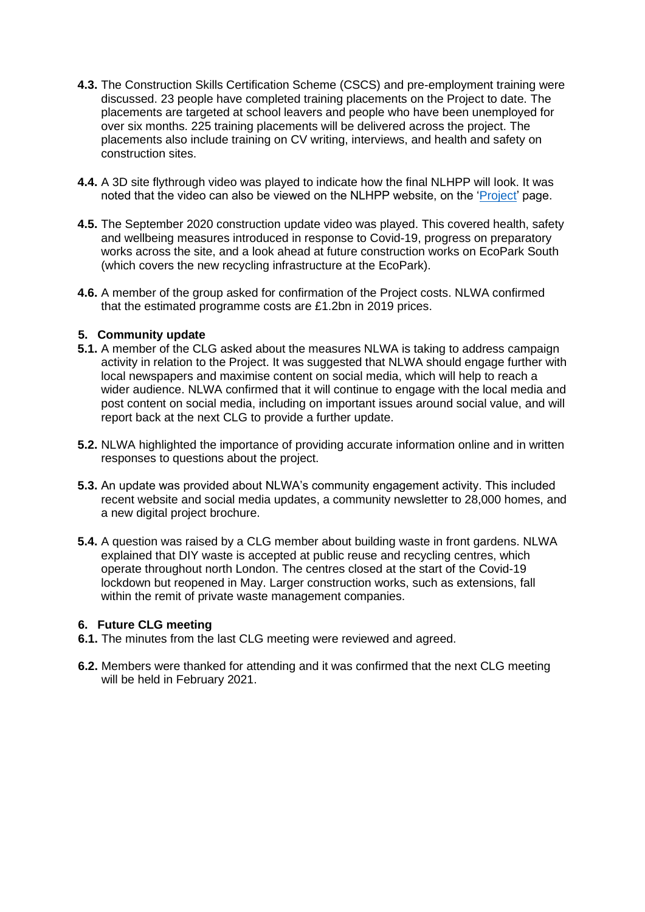**4.3.** The Construction Skills Certification Scheme (CSCS) and pre-employment training were discussed. 23 people have completed training placements on the Project to date. The placements are targeted at school leavers and people who have been unemployed for over six months. 225 training placements will be delivered across the project. The placements also include training on CV writing, interviews, and health and safety on construction sites.

**4.4.** A 3D site flythrough video was played to indicate how the final NLHPP will look. It was noted that the video can also be viewed on the NLHPP website, on the 'Project' page.

**4.5.** The September 2020 construction update video was played. This covered health, safety and wellbeing measures introduced in response to Covid-19, progress on preparatory works across the site, and a look ahead at future construction works on EcoPark South (which covers the new recycling infrastructure at the EcoPark).

**4.6.** A member of the group asked for confirmation of the Project costs. NLWA confirmed that the estimated programme costs are £1.2bn in 2019 prices.

## 5. Community update

**5.1.** A member of the CLG asked about the measures NLWA is taking to address campaign activity in relation to the Project. It was suggested that NLWA should engage further with local newspapers and maximise content on social media, which will help to reach a wider audience. NLWA confirmed that it will continue to engage with the local media and post content on social media, including on important issues around social value, and will report back at the next CLG to provide a further update.

**5.2.** NLWA highlighted the importance of providing accurate information online and in written responses to questions about the project.

**5.3.** An update was provided about NLWA's community engagement activity. This included recent website and social media updates, a community newsletter to 28,000 homes, and a new digital project brochure.

**5.4.** A question was raised by a CLG member about building waste in front gardens. NLWA explained that DIY waste is accepted at public reuse and recycling centres, which operate throughout north London. The centres closed at the start of the Covid-19 lockdown but reopened in May. Larger construction works, such as extensions, fall within the remit of private waste management companies.

## 6. Future CLG meeting

**6.1.** The minutes from the last CLG meeting were reviewed and agreed.

**6.2.** Members were thanked for attending and it was confirmed that the next CLG meeting will be held in February 2021.